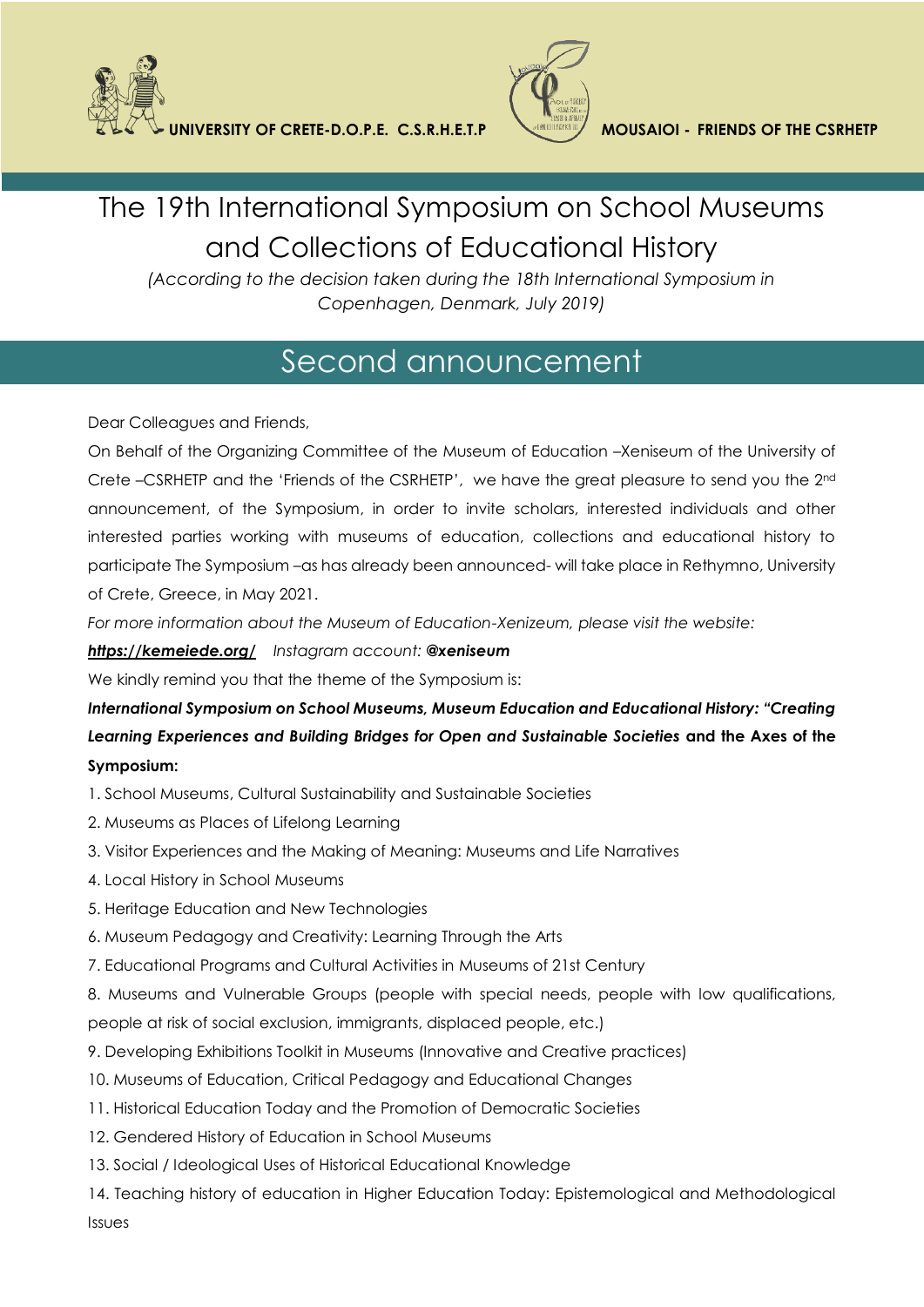UNIVERSITY OF CRETE-D.O.P.E. C.S.R.H.E.T.P MOUSAIOI - FRIENDS OF THE CSRHETP

# The 19th International Symposium on School Museums and Collections of Educational History

*(According to the decision taken during the 18th International Symposium in Copenhagen, Denmark, July 2019)*

## Second announcement

Dear Colleagues and Friends,

On Behalf of the Organizing Committee of the Museum of Education –Xeniseum of the University of Crete –CSRHETP and the 'Friends of the CSRHETP', we have the great pleasure to send you the 2nd announcement, of the Symposium, in order to invite scholars, interested individuals and other interested parties working with museums of education, collections and educational history to participate The Symposium –as has already been announced- will take place in Rethymno, University of Crete, Greece, in May 2021.

*For more information about the Museum of Education-Xenizeum, please visit the website:*

***https://kemeiede.org/*** *Instagram account:* ***@xeniseum***

We kindly remind you that the theme of the Symposium is:

***International Symposium on School Museums, Museum Education and Educational History: "Creating Learning Experiences and Building Bridges for Open and Sustainable Societies*** **and the Axes of the Symposium:**

1. School Museums, Cultural Sustainability and Sustainable Societies
2. Museums as Places of Lifelong Learning
3. Visitor Experiences and the Making of Meaning: Museums and Life Narratives
4. Local History in School Museums
5. Heritage Education and New Technologies
6. Museum Pedagogy and Creativity: Learning Through the Arts
7. Educational Programs and Cultural Activities in Museums of 21st Century
8. Museums and Vulnerable Groups (people with special needs, people with low qualifications, people at risk of social exclusion, immigrants, displaced people, etc.)
9. Developing Exhibitions Toolkit in Museums (Innovative and Creative practices)
10. Museums of Education, Critical Pedagogy and Educational Changes
11. Historical Education Today and the Promotion of Democratic Societies
12. Gendered History of Education in School Museums
13. Social / Ideological Uses of Historical Educational Knowledge
14. Teaching history of education in Higher Education Today: Epistemological and Methodological Issues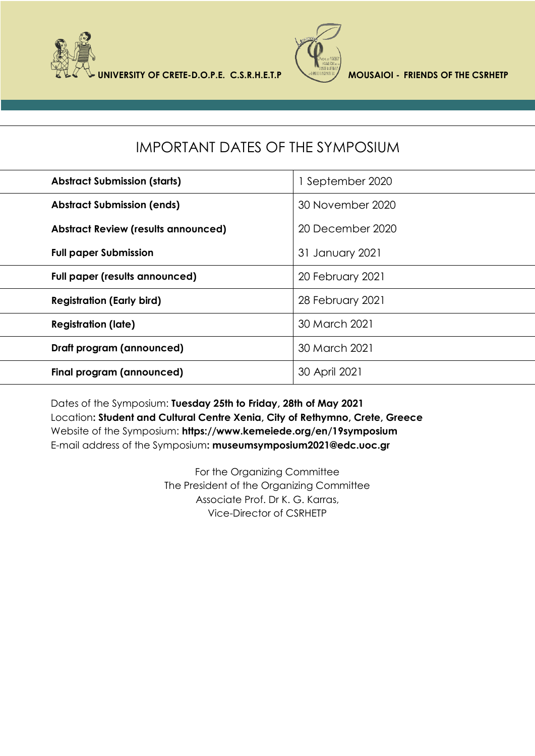UNIVERSITY OF CRETE-D.O.P.E. C.S.R.H.E.T.P MOUSAIOI - FRIENDS OF THE CSRHETP

# IMPORTANT DATES OF THE SYMPOSIUM

| | |
|---|---|
| **Abstract Submission (starts)** | 1 September 2020 |
| **Abstract Submission (ends)** | 30 November 2020 |
| **Abstract Review (results announced)** | 20 December 2020 |
| **Full paper Submission** | 31 January 2021 |
| **Full paper (results announced)** | 20 February 2021 |
| **Registration (Early bird)** | 28 February 2021 |
| **Registration (late)** | 30 March 2021 |
| **Draft program (announced)** | 30 March 2021 |
| **Final program (announced)** | 30 April 2021 |

Dates of the Symposium: **Tuesday 25th to Friday, 28th of May 2021**
Location**: Student and Cultural Centre Xenia, City of Rethymno, Crete, Greece**
Website of the Symposium: **https://www.kemeiede.org/en/19symposium**
E-mail address of the Symposium**: museumsymposium2021@edc.uoc.gr**

For the Organizing Committee
The President of the Organizing Committee
Associate Prof. Dr K. G. Karras,
Vice-Director of CSRHETP